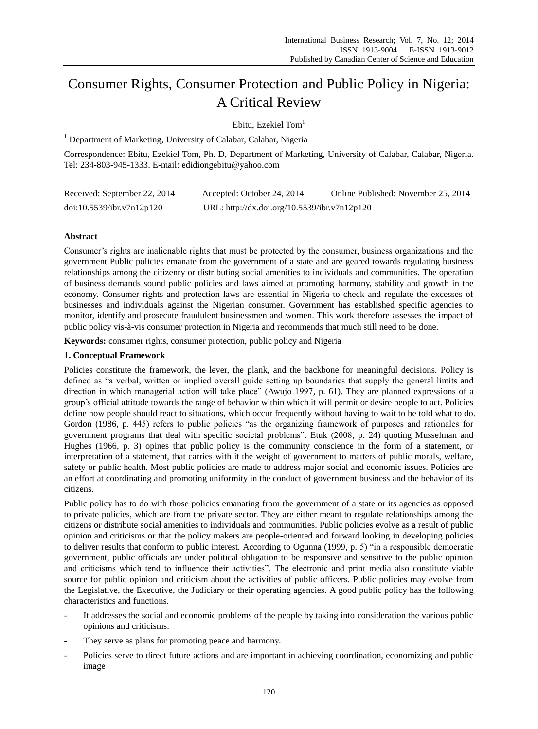# Consumer Rights, Consumer Protection and Public Policy in Nigeria: A Critical Review

Ebitu, Ezekiel Tom[1]

[1] Department of Marketing, University of Calabar, Calabar, Nigeria

Correspondence: Ebitu, Ezekiel Tom, Ph. D, Department of Marketing, University of Calabar, Calabar, Nigeria. Tel: 234-803-945-1333. E-mail: edidiongebitu@yahoo.com

Received: September 22, 2014 Accepted: October 24, 2014 Online Published: November 25, 2014

doi:10.5539/ibr.v7n12p120 URL: http://dx.doi.org/10.5539/ibr.v7n12p120

## Abstract

Consumer's rights are inalienable rights that must be protected by the consumer, business organizations and the government Public policies emanate from the government of a state and are geared towards regulating business relationships among the citizenry or distributing social amenities to individuals and communities. The operation of business demands sound public policies and laws aimed at promoting harmony, stability and growth in the economy. Consumer rights and protection laws are essential in Nigeria to check and regulate the excesses of businesses and individuals against the Nigerian consumer. Government has established specific agencies to monitor, identify and prosecute fraudulent businessmen and women. This work therefore assesses the impact of public policy vis-à-vis consumer protection in Nigeria and recommends that much still need to be done.

**Keywords:** consumer rights, consumer protection, public policy and Nigeria

## 1. Conceptual Framework

Policies constitute the framework, the lever, the plank, and the backbone for meaningful decisions. Policy is defined as "a verbal, written or implied overall guide setting up boundaries that supply the general limits and direction in which managerial action will take place" (Awujo 1997, p. 61). They are planned expressions of a group's official attitude towards the range of behavior within which it will permit or desire people to act. Policies define how people should react to situations, which occur frequently without having to wait to be told what to do. Gordon (1986, p. 445) refers to public policies "as the organizing framework of purposes and rationales for government programs that deal with specific societal problems". Etuk (2008, p. 24) quoting Musselman and Hughes (1966, p. 3) opines that public policy is the community conscience in the form of a statement, or interpretation of a statement, that carries with it the weight of government to matters of public morals, welfare, safety or public health. Most public policies are made to address major social and economic issues. Policies are an effort at coordinating and promoting uniformity in the conduct of government business and the behavior of its citizens.

Public policy has to do with those policies emanating from the government of a state or its agencies as opposed to private policies, which are from the private sector. They are either meant to regulate relationships among the citizens or distribute social amenities to individuals and communities. Public policies evolve as a result of public opinion and criticisms or that the policy makers are people-oriented and forward looking in developing policies to deliver results that conform to public interest. According to Ogunna (1999, p. 5) "in a responsible democratic government, public officials are under political obligation to be responsive and sensitive to the public opinion and criticisms which tend to influence their activities". The electronic and print media also constitute viable source for public opinion and criticism about the activities of public officers. Public policies may evolve from the Legislative, the Executive, the Judiciary or their operating agencies. A good public policy has the following characteristics and functions.

- It addresses the social and economic problems of the people by taking into consideration the various public opinions and criticisms.
- They serve as plans for promoting peace and harmony.
- Policies serve to direct future actions and are important in achieving coordination, economizing and public image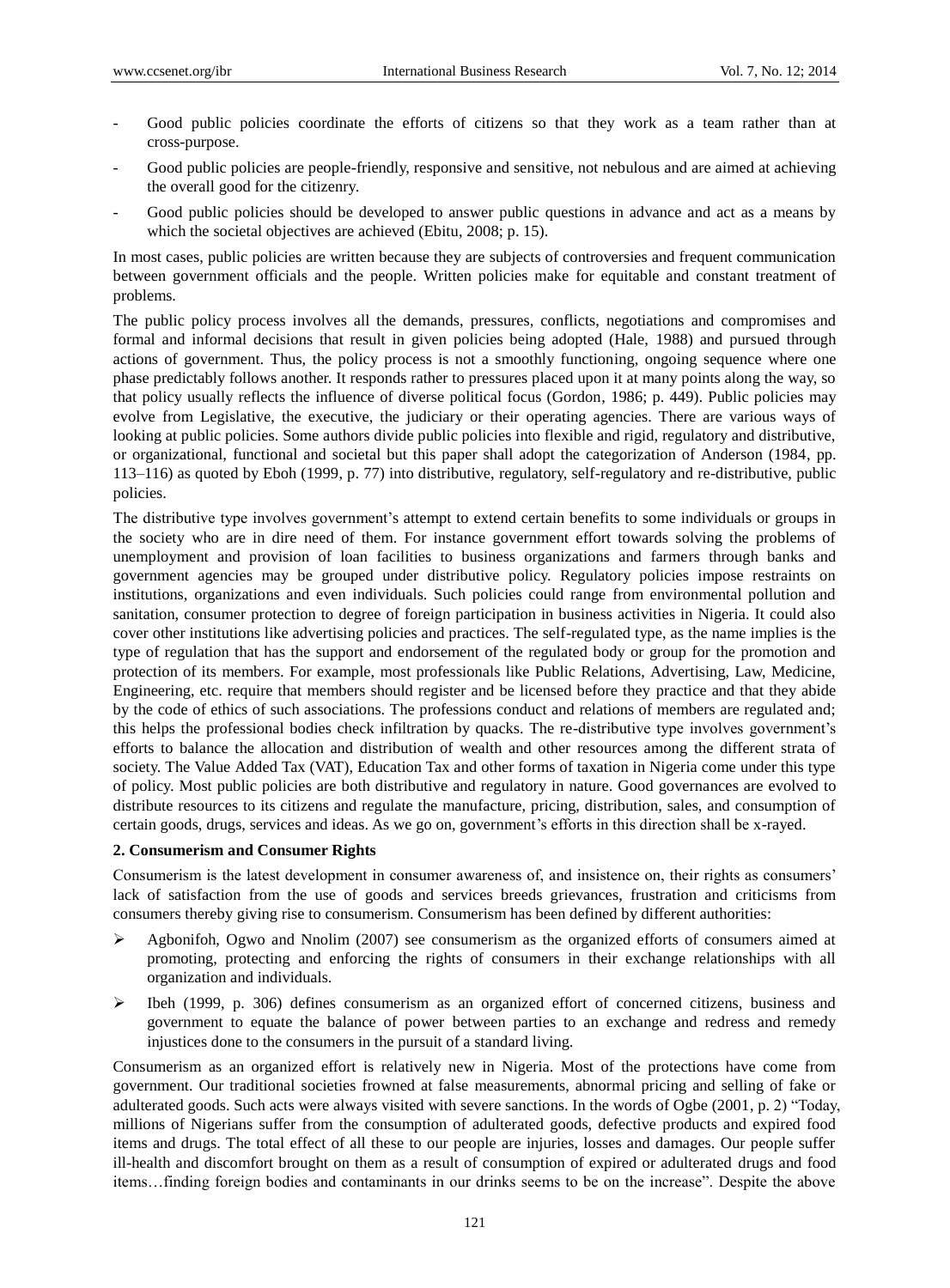- Good public policies coordinate the efforts of citizens so that they work as a team rather than at cross-purpose.
- Good public policies are people-friendly, responsive and sensitive, not nebulous and are aimed at achieving the overall good for the citizenry.
- Good public policies should be developed to answer public questions in advance and act as a means by which the societal objectives are achieved (Ebitu, 2008; p. 15).

In most cases, public policies are written because they are subjects of controversies and frequent communication between government officials and the people. Written policies make for equitable and constant treatment of problems.

The public policy process involves all the demands, pressures, conflicts, negotiations and compromises and formal and informal decisions that result in given policies being adopted (Hale, 1988) and pursued through actions of government. Thus, the policy process is not a smoothly functioning, ongoing sequence where one phase predictably follows another. It responds rather to pressures placed upon it at many points along the way, so that policy usually reflects the influence of diverse political focus (Gordon, 1986; p. 449). Public policies may evolve from Legislative, the executive, the judiciary or their operating agencies. There are various ways of looking at public policies. Some authors divide public policies into flexible and rigid, regulatory and distributive, or organizational, functional and societal but this paper shall adopt the categorization of Anderson (1984, pp. 113–116) as quoted by Eboh (1999, p. 77) into distributive, regulatory, self-regulatory and re-distributive, public policies.

The distributive type involves government's attempt to extend certain benefits to some individuals or groups in the society who are in dire need of them. For instance government effort towards solving the problems of unemployment and provision of loan facilities to business organizations and farmers through banks and government agencies may be grouped under distributive policy. Regulatory policies impose restraints on institutions, organizations and even individuals. Such policies could range from environmental pollution and sanitation, consumer protection to degree of foreign participation in business activities in Nigeria. It could also cover other institutions like advertising policies and practices. The self-regulated type, as the name implies is the type of regulation that has the support and endorsement of the regulated body or group for the promotion and protection of its members. For example, most professionals like Public Relations, Advertising, Law, Medicine, Engineering, etc. require that members should register and be licensed before they practice and that they abide by the code of ethics of such associations. The professions conduct and relations of members are regulated and; this helps the professional bodies check infiltration by quacks. The re-distributive type involves government's efforts to balance the allocation and distribution of wealth and other resources among the different strata of society. The Value Added Tax (VAT), Education Tax and other forms of taxation in Nigeria come under this type of policy. Most public policies are both distributive and regulatory in nature. Good governances are evolved to distribute resources to its citizens and regulate the manufacture, pricing, distribution, sales, and consumption of certain goods, drugs, services and ideas. As we go on, government's efforts in this direction shall be x-rayed.

## 2. Consumerism and Consumer Rights

Consumerism is the latest development in consumer awareness of, and insistence on, their rights as consumers' lack of satisfaction from the use of goods and services breeds grievances, frustration and criticisms from consumers thereby giving rise to consumerism. Consumerism has been defined by different authorities:

- Agbonifoh, Ogwo and Nnolim (2007) see consumerism as the organized efforts of consumers aimed at promoting, protecting and enforcing the rights of consumers in their exchange relationships with all organization and individuals.
- Ibeh (1999, p. 306) defines consumerism as an organized effort of concerned citizens, business and government to equate the balance of power between parties to an exchange and redress and remedy injustices done to the consumers in the pursuit of a standard living.

Consumerism as an organized effort is relatively new in Nigeria. Most of the protections have come from government. Our traditional societies frowned at false measurements, abnormal pricing and selling of fake or adulterated goods. Such acts were always visited with severe sanctions. In the words of Ogbe (2001, p. 2) "Today, millions of Nigerians suffer from the consumption of adulterated goods, defective products and expired food items and drugs. The total effect of all these to our people are injuries, losses and damages. Our people suffer ill-health and discomfort brought on them as a result of consumption of expired or adulterated drugs and food items…finding foreign bodies and contaminants in our drinks seems to be on the increase". Despite the above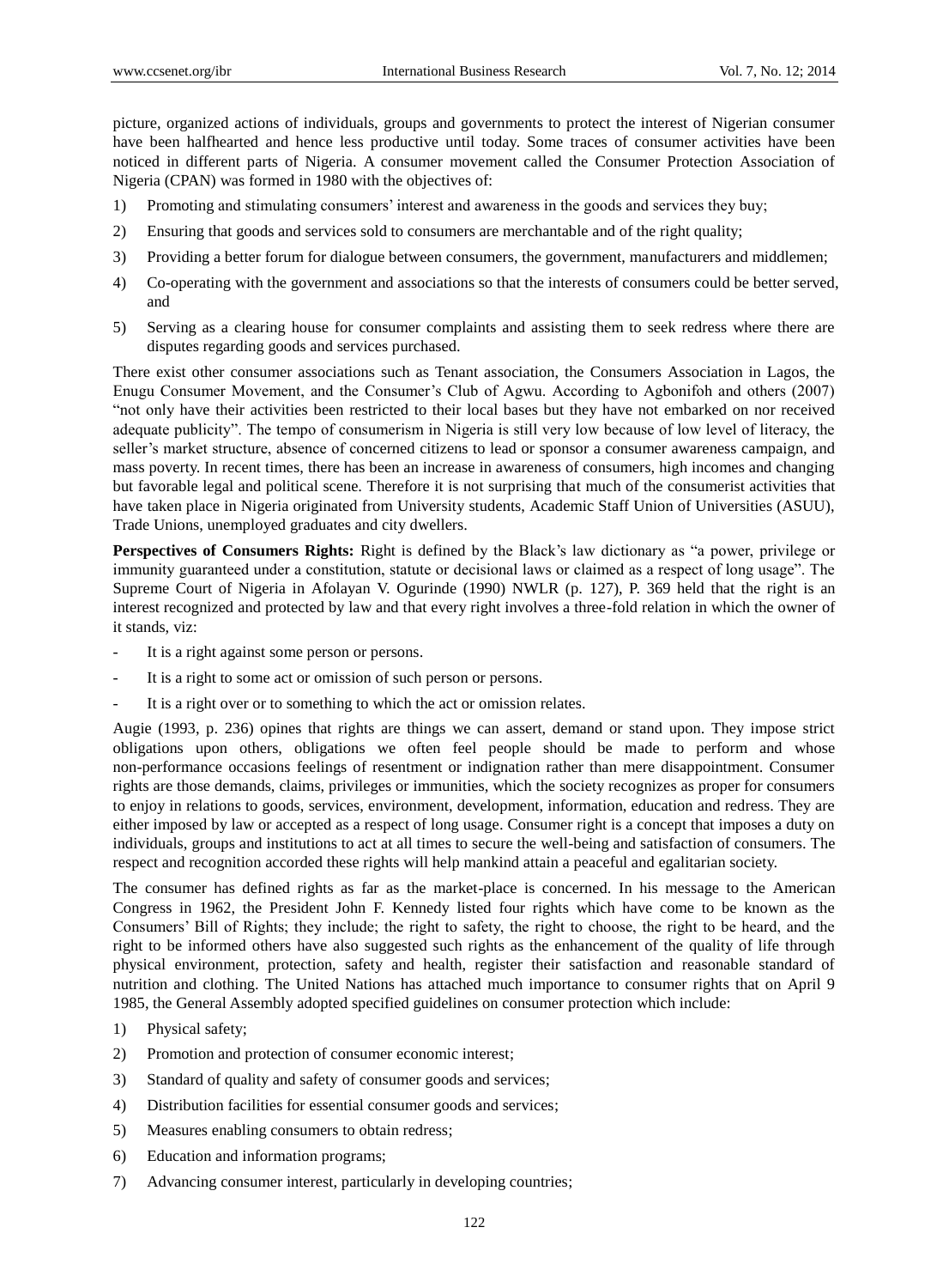picture, organized actions of individuals, groups and governments to protect the interest of Nigerian consumer have been halfhearted and hence less productive until today. Some traces of consumer activities have been noticed in different parts of Nigeria. A consumer movement called the Consumer Protection Association of Nigeria (CPAN) was formed in 1980 with the objectives of:

1) Promoting and stimulating consumers' interest and awareness in the goods and services they buy;
2) Ensuring that goods and services sold to consumers are merchantable and of the right quality;
3) Providing a better forum for dialogue between consumers, the government, manufacturers and middlemen;
4) Co-operating with the government and associations so that the interests of consumers could be better served, and
5) Serving as a clearing house for consumer complaints and assisting them to seek redress where there are disputes regarding goods and services purchased.

There exist other consumer associations such as Tenant association, the Consumers Association in Lagos, the Enugu Consumer Movement, and the Consumer's Club of Agwu. According to Agbonifoh and others (2007) "not only have their activities been restricted to their local bases but they have not embarked on nor received adequate publicity". The tempo of consumerism in Nigeria is still very low because of low level of literacy, the seller's market structure, absence of concerned citizens to lead or sponsor a consumer awareness campaign, and mass poverty. In recent times, there has been an increase in awareness of consumers, high incomes and changing but favorable legal and political scene. Therefore it is not surprising that much of the consumerist activities that have taken place in Nigeria originated from University students, Academic Staff Union of Universities (ASUU), Trade Unions, unemployed graduates and city dwellers.

**Perspectives of Consumers Rights:** Right is defined by the Black's law dictionary as "a power, privilege or immunity guaranteed under a constitution, statute or decisional laws or claimed as a respect of long usage". The Supreme Court of Nigeria in Afolayan V. Ogurinde (1990) NWLR (p. 127), P. 369 held that the right is an interest recognized and protected by law and that every right involves a three-fold relation in which the owner of it stands, viz:

- It is a right against some person or persons.
- It is a right to some act or omission of such person or persons.
- It is a right over or to something to which the act or omission relates.

Augie (1993, p. 236) opines that rights are things we can assert, demand or stand upon. They impose strict obligations upon others, obligations we often feel people should be made to perform and whose non-performance occasions feelings of resentment or indignation rather than mere disappointment. Consumer rights are those demands, claims, privileges or immunities, which the society recognizes as proper for consumers to enjoy in relations to goods, services, environment, development, information, education and redress. They are either imposed by law or accepted as a respect of long usage. Consumer right is a concept that imposes a duty on individuals, groups and institutions to act at all times to secure the well-being and satisfaction of consumers. The respect and recognition accorded these rights will help mankind attain a peaceful and egalitarian society.

The consumer has defined rights as far as the market-place is concerned. In his message to the American Congress in 1962, the President John F. Kennedy listed four rights which have come to be known as the Consumers' Bill of Rights; they include; the right to safety, the right to choose, the right to be heard, and the right to be informed others have also suggested such rights as the enhancement of the quality of life through physical environment, protection, safety and health, register their satisfaction and reasonable standard of nutrition and clothing. The United Nations has attached much importance to consumer rights that on April 9 1985, the General Assembly adopted specified guidelines on consumer protection which include:

1) Physical safety;
2) Promotion and protection of consumer economic interest;
3) Standard of quality and safety of consumer goods and services;
4) Distribution facilities for essential consumer goods and services;
5) Measures enabling consumers to obtain redress;
6) Education and information programs;
7) Advancing consumer interest, particularly in developing countries;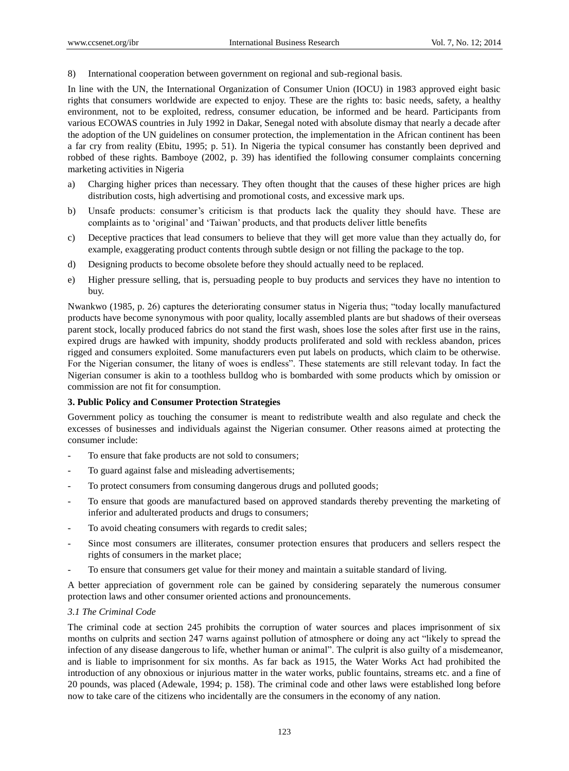8) International cooperation between government on regional and sub-regional basis.

In line with the UN, the International Organization of Consumer Union (IOCU) in 1983 approved eight basic rights that consumers worldwide are expected to enjoy. These are the rights to: basic needs, safety, a healthy environment, not to be exploited, redress, consumer education, be informed and be heard. Participants from various ECOWAS countries in July 1992 in Dakar, Senegal noted with absolute dismay that nearly a decade after the adoption of the UN guidelines on consumer protection, the implementation in the African continent has been a far cry from reality (Ebitu, 1995; p. 51). In Nigeria the typical consumer has constantly been deprived and robbed of these rights. Bamboye (2002, p. 39) has identified the following consumer complaints concerning marketing activities in Nigeria

a) Charging higher prices than necessary. They often thought that the causes of these higher prices are high distribution costs, high advertising and promotional costs, and excessive mark ups.

b) Unsafe products: consumer's criticism is that products lack the quality they should have. These are complaints as to 'original' and 'Taiwan' products, and that products deliver little benefits

c) Deceptive practices that lead consumers to believe that they will get more value than they actually do, for example, exaggerating product contents through subtle design or not filling the package to the top.

d) Designing products to become obsolete before they should actually need to be replaced.

e) Higher pressure selling, that is, persuading people to buy products and services they have no intention to buy.

Nwankwo (1985, p. 26) captures the deteriorating consumer status in Nigeria thus; "today locally manufactured products have become synonymous with poor quality, locally assembled plants are but shadows of their overseas parent stock, locally produced fabrics do not stand the first wash, shoes lose the soles after first use in the rains, expired drugs are hawked with impunity, shoddy products proliferated and sold with reckless abandon, prices rigged and consumers exploited. Some manufacturers even put labels on products, which claim to be otherwise. For the Nigerian consumer, the litany of woes is endless". These statements are still relevant today. In fact the Nigerian consumer is akin to a toothless bulldog who is bombarded with some products which by omission or commission are not fit for consumption.

## 3. Public Policy and Consumer Protection Strategies

Government policy as touching the consumer is meant to redistribute wealth and also regulate and check the excesses of businesses and individuals against the Nigerian consumer. Other reasons aimed at protecting the consumer include:

- To ensure that fake products are not sold to consumers;
- To guard against false and misleading advertisements;
- To protect consumers from consuming dangerous drugs and polluted goods;
- To ensure that goods are manufactured based on approved standards thereby preventing the marketing of inferior and adulterated products and drugs to consumers;
- To avoid cheating consumers with regards to credit sales;
- Since most consumers are illiterates, consumer protection ensures that producers and sellers respect the rights of consumers in the market place;
- To ensure that consumers get value for their money and maintain a suitable standard of living.

A better appreciation of government role can be gained by considering separately the numerous consumer protection laws and other consumer oriented actions and pronouncements.

### *3.1 The Criminal Code*

The criminal code at section 245 prohibits the corruption of water sources and places imprisonment of six months on culprits and section 247 warns against pollution of atmosphere or doing any act "likely to spread the infection of any disease dangerous to life, whether human or animal". The culprit is also guilty of a misdemeanor, and is liable to imprisonment for six months. As far back as 1915, the Water Works Act had prohibited the introduction of any obnoxious or injurious matter in the water works, public fountains, streams etc. and a fine of 20 pounds, was placed (Adewale, 1994; p. 158). The criminal code and other laws were established long before now to take care of the citizens who incidentally are the consumers in the economy of any nation.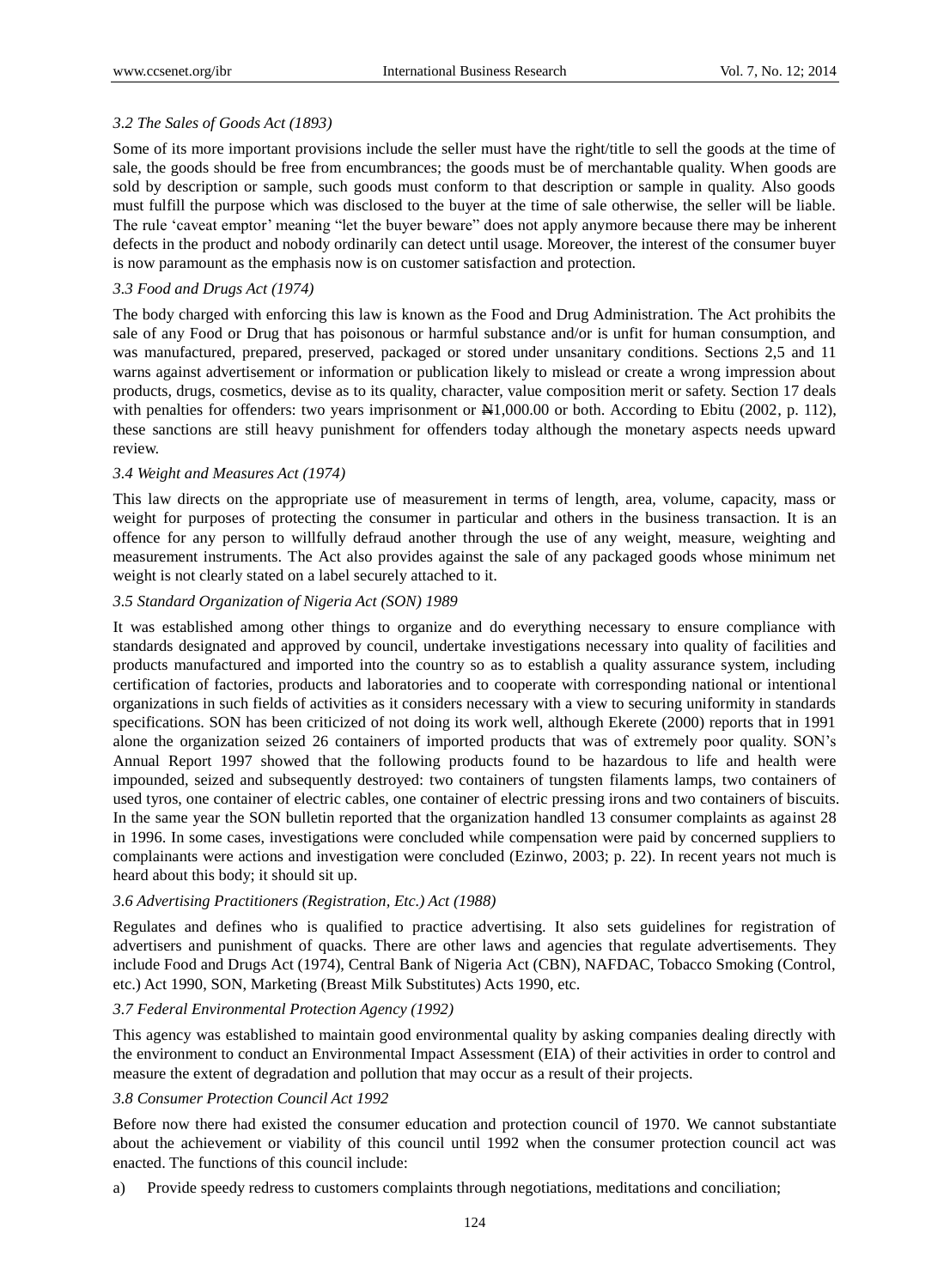### *3.2 The Sales of Goods Act (1893)*

Some of its more important provisions include the seller must have the right/title to sell the goods at the time of sale, the goods should be free from encumbrances; the goods must be of merchantable quality. When goods are sold by description or sample, such goods must conform to that description or sample in quality. Also goods must fulfill the purpose which was disclosed to the buyer at the time of sale otherwise, the seller will be liable. The rule 'caveat emptor' meaning "let the buyer beware" does not apply anymore because there may be inherent defects in the product and nobody ordinarily can detect until usage. Moreover, the interest of the consumer buyer is now paramount as the emphasis now is on customer satisfaction and protection.

### *3.3 Food and Drugs Act (1974)*

The body charged with enforcing this law is known as the Food and Drug Administration. The Act prohibits the sale of any Food or Drug that has poisonous or harmful substance and/or is unfit for human consumption, and was manufactured, prepared, preserved, packaged or stored under unsanitary conditions. Sections 2,5 and 11 warns against advertisement or information or publication likely to mislead or create a wrong impression about products, drugs, cosmetics, devise as to its quality, character, value composition merit or safety. Section 17 deals with penalties for offenders: two years imprisonment or ₦1,000.00 or both. According to Ebitu (2002, p. 112), these sanctions are still heavy punishment for offenders today although the monetary aspects needs upward review.

### *3.4 Weight and Measures Act (1974)*

This law directs on the appropriate use of measurement in terms of length, area, volume, capacity, mass or weight for purposes of protecting the consumer in particular and others in the business transaction. It is an offence for any person to willfully defraud another through the use of any weight, measure, weighting and measurement instruments. The Act also provides against the sale of any packaged goods whose minimum net weight is not clearly stated on a label securely attached to it.

### *3.5 Standard Organization of Nigeria Act (SON) 1989*

It was established among other things to organize and do everything necessary to ensure compliance with standards designated and approved by council, undertake investigations necessary into quality of facilities and products manufactured and imported into the country so as to establish a quality assurance system, including certification of factories, products and laboratories and to cooperate with corresponding national or intentional organizations in such fields of activities as it considers necessary with a view to securing uniformity in standards specifications. SON has been criticized of not doing its work well, although Ekerete (2000) reports that in 1991 alone the organization seized 26 containers of imported products that was of extremely poor quality. SON's Annual Report 1997 showed that the following products found to be hazardous to life and health were impounded, seized and subsequently destroyed: two containers of tungsten filaments lamps, two containers of used tyros, one container of electric cables, one container of electric pressing irons and two containers of biscuits. In the same year the SON bulletin reported that the organization handled 13 consumer complaints as against 28 in 1996. In some cases, investigations were concluded while compensation were paid by concerned suppliers to complainants were actions and investigation were concluded (Ezinwo, 2003; p. 22). In recent years not much is heard about this body; it should sit up.

### *3.6 Advertising Practitioners (Registration, Etc.) Act (1988)*

Regulates and defines who is qualified to practice advertising. It also sets guidelines for registration of advertisers and punishment of quacks. There are other laws and agencies that regulate advertisements. They include Food and Drugs Act (1974), Central Bank of Nigeria Act (CBN), NAFDAC, Tobacco Smoking (Control, etc.) Act 1990, SON, Marketing (Breast Milk Substitutes) Acts 1990, etc.

### *3.7 Federal Environmental Protection Agency (1992)*

This agency was established to maintain good environmental quality by asking companies dealing directly with the environment to conduct an Environmental Impact Assessment (EIA) of their activities in order to control and measure the extent of degradation and pollution that may occur as a result of their projects.

### *3.8 Consumer Protection Council Act 1992*

Before now there had existed the consumer education and protection council of 1970. We cannot substantiate about the achievement or viability of this council until 1992 when the consumer protection council act was enacted. The functions of this council include:

a) Provide speedy redress to customers complaints through negotiations, meditations and conciliation;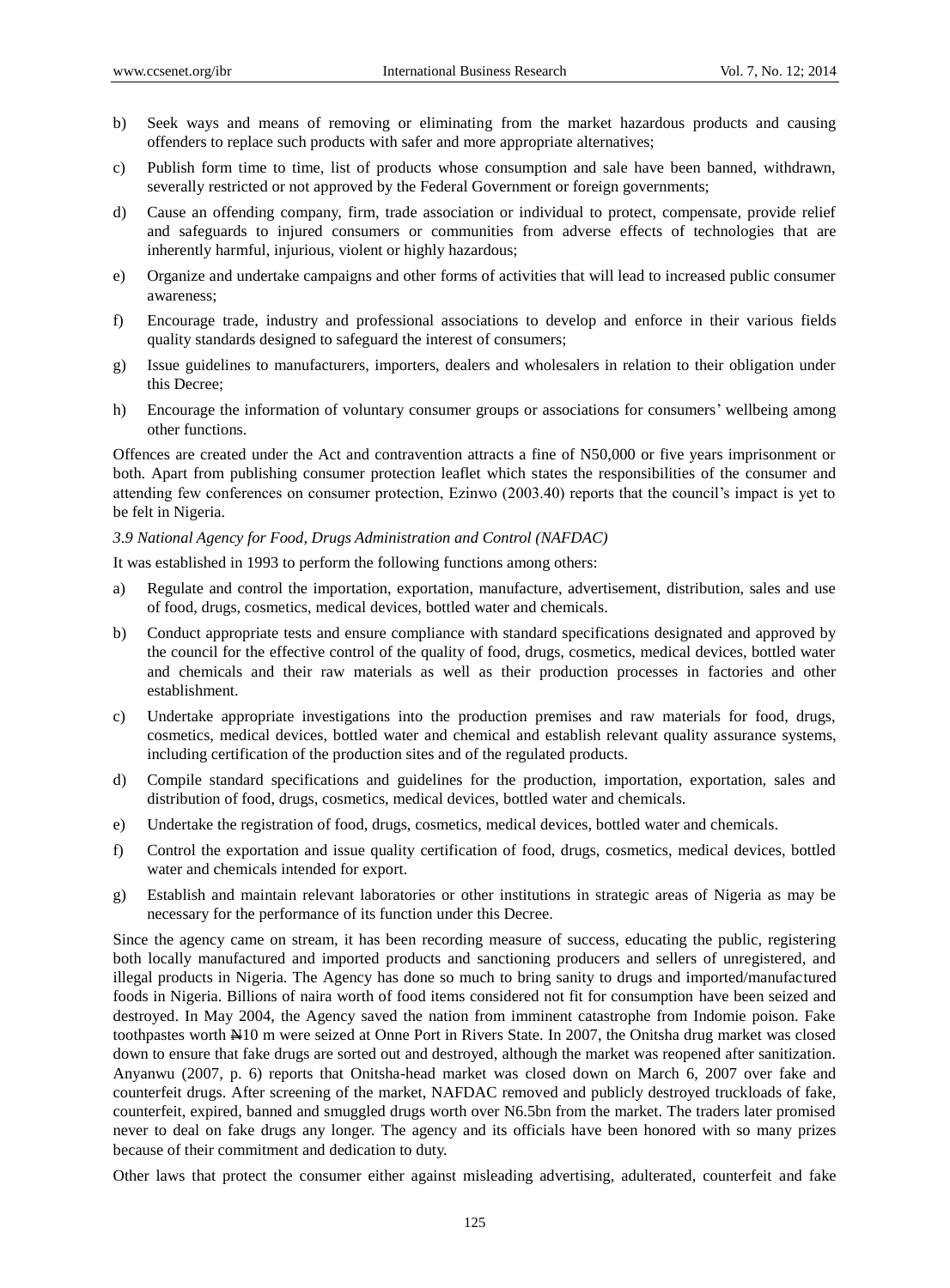b) Seek ways and means of removing or eliminating from the market hazardous products and causing offenders to replace such products with safer and more appropriate alternatives;

c) Publish form time to time, list of products whose consumption and sale have been banned, withdrawn, severally restricted or not approved by the Federal Government or foreign governments;

d) Cause an offending company, firm, trade association or individual to protect, compensate, provide relief and safeguards to injured consumers or communities from adverse effects of technologies that are inherently harmful, injurious, violent or highly hazardous;

e) Organize and undertake campaigns and other forms of activities that will lead to increased public consumer awareness;

f) Encourage trade, industry and professional associations to develop and enforce in their various fields quality standards designed to safeguard the interest of consumers;

g) Issue guidelines to manufacturers, importers, dealers and wholesalers in relation to their obligation under this Decree;

h) Encourage the information of voluntary consumer groups or associations for consumers' wellbeing among other functions.

Offences are created under the Act and contravention attracts a fine of N50,000 or five years imprisonment or both. Apart from publishing consumer protection leaflet which states the responsibilities of the consumer and attending few conferences on consumer protection, Ezinwo (2003.40) reports that the council's impact is yet to be felt in Nigeria.

*3.9 National Agency for Food, Drugs Administration and Control (NAFDAC)*

It was established in 1993 to perform the following functions among others:

a) Regulate and control the importation, exportation, manufacture, advertisement, distribution, sales and use of food, drugs, cosmetics, medical devices, bottled water and chemicals.

b) Conduct appropriate tests and ensure compliance with standard specifications designated and approved by the council for the effective control of the quality of food, drugs, cosmetics, medical devices, bottled water and chemicals and their raw materials as well as their production processes in factories and other establishment.

c) Undertake appropriate investigations into the production premises and raw materials for food, drugs, cosmetics, medical devices, bottled water and chemical and establish relevant quality assurance systems, including certification of the production sites and of the regulated products.

d) Compile standard specifications and guidelines for the production, importation, exportation, sales and distribution of food, drugs, cosmetics, medical devices, bottled water and chemicals.

e) Undertake the registration of food, drugs, cosmetics, medical devices, bottled water and chemicals.

f) Control the exportation and issue quality certification of food, drugs, cosmetics, medical devices, bottled water and chemicals intended for export.

g) Establish and maintain relevant laboratories or other institutions in strategic areas of Nigeria as may be necessary for the performance of its function under this Decree.

Since the agency came on stream, it has been recording measure of success, educating the public, registering both locally manufactured and imported products and sanctioning producers and sellers of unregistered, and illegal products in Nigeria. The Agency has done so much to bring sanity to drugs and imported/manufactured foods in Nigeria. Billions of naira worth of food items considered not fit for consumption have been seized and destroyed. In May 2004, the Agency saved the nation from imminent catastrophe from Indomie poison. Fake toothpastes worth ₦10 m were seized at Onne Port in Rivers State. In 2007, the Onitsha drug market was closed down to ensure that fake drugs are sorted out and destroyed, although the market was reopened after sanitization. Anyanwu (2007, p. 6) reports that Onitsha-head market was closed down on March 6, 2007 over fake and counterfeit drugs. After screening of the market, NAFDAC removed and publicly destroyed truckloads of fake, counterfeit, expired, banned and smuggled drugs worth over N6.5bn from the market. The traders later promised never to deal on fake drugs any longer. The agency and its officials have been honored with so many prizes because of their commitment and dedication to duty.

Other laws that protect the consumer either against misleading advertising, adulterated, counterfeit and fake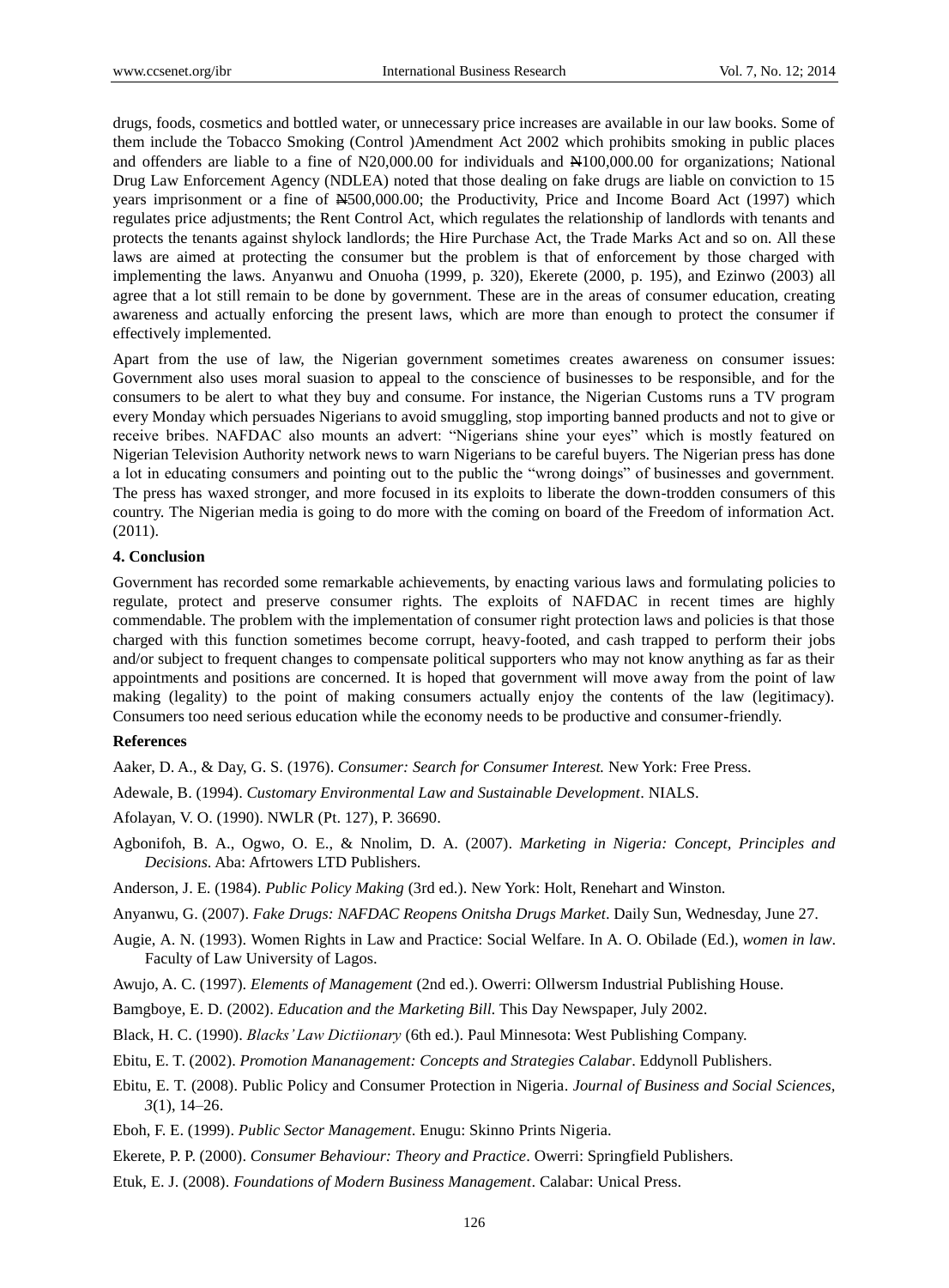drugs, foods, cosmetics and bottled water, or unnecessary price increases are available in our law books. Some of them include the Tobacco Smoking (Control )Amendment Act 2002 which prohibits smoking in public places and offenders are liable to a fine of N20,000.00 for individuals and ₦100,000.00 for organizations; National Drug Law Enforcement Agency (NDLEA) noted that those dealing on fake drugs are liable on conviction to 15 years imprisonment or a fine of ₦500,000.00; the Productivity, Price and Income Board Act (1997) which regulates price adjustments; the Rent Control Act, which regulates the relationship of landlords with tenants and protects the tenants against shylock landlords; the Hire Purchase Act, the Trade Marks Act and so on. All these laws are aimed at protecting the consumer but the problem is that of enforcement by those charged with implementing the laws. Anyanwu and Onuoha (1999, p. 320), Ekerete (2000, p. 195), and Ezinwo (2003) all agree that a lot still remain to be done by government. These are in the areas of consumer education, creating awareness and actually enforcing the present laws, which are more than enough to protect the consumer if effectively implemented.

Apart from the use of law, the Nigerian government sometimes creates awareness on consumer issues: Government also uses moral suasion to appeal to the conscience of businesses to be responsible, and for the consumers to be alert to what they buy and consume. For instance, the Nigerian Customs runs a TV program every Monday which persuades Nigerians to avoid smuggling, stop importing banned products and not to give or receive bribes. NAFDAC also mounts an advert: "Nigerians shine your eyes" which is mostly featured on Nigerian Television Authority network news to warn Nigerians to be careful buyers. The Nigerian press has done a lot in educating consumers and pointing out to the public the "wrong doings" of businesses and government. The press has waxed stronger, and more focused in its exploits to liberate the down-trodden consumers of this country. The Nigerian media is going to do more with the coming on board of the Freedom of information Act. (2011).

## 4. Conclusion

Government has recorded some remarkable achievements, by enacting various laws and formulating policies to regulate, protect and preserve consumer rights. The exploits of NAFDAC in recent times are highly commendable. The problem with the implementation of consumer right protection laws and policies is that those charged with this function sometimes become corrupt, heavy-footed, and cash trapped to perform their jobs and/or subject to frequent changes to compensate political supporters who may not know anything as far as their appointments and positions are concerned. It is hoped that government will move away from the point of law making (legality) to the point of making consumers actually enjoy the contents of the law (legitimacy). Consumers too need serious education while the economy needs to be productive and consumer-friendly.

## References

Aaker, D. A., & Day, G. S. (1976). *Consumer: Search for Consumer Interest.* New York: Free Press.

Adewale, B. (1994). *Customary Environmental Law and Sustainable Development*. NIALS.

Afolayan, V. O. (1990). NWLR (Pt. 127), P. 36690.

Agbonifoh, B. A., Ogwo, O. E., & Nnolim, D. A. (2007). *Marketing in Nigeria: Concept, Principles and Decisions*. Aba: Afrtowers LTD Publishers.

Anderson, J. E. (1984). *Public Policy Making* (3rd ed.). New York: Holt, Renehart and Winston.

Anyanwu, G. (2007). *Fake Drugs: NAFDAC Reopens Onitsha Drugs Market*. Daily Sun, Wednesday, June 27.

Augie, A. N. (1993). Women Rights in Law and Practice: Social Welfare. In A. O. Obilade (Ed.), *women in law*. Faculty of Law University of Lagos.

Awujo, A. C. (1997). *Elements of Management* (2nd ed.). Owerri: Ollwersm Industrial Publishing House.

Bamgboye, E. D. (2002). *Education and the Marketing Bill*. This Day Newspaper, July 2002.

Black, H. C. (1990). *Blacks' Law Dictiionary* (6th ed.). Paul Minnesota: West Publishing Company.

Ebitu, E. T. (2002). *Promotion Mananagement: Concepts and Strategies Calabar*. Eddynoll Publishers.

Ebitu, E. T. (2008). Public Policy and Consumer Protection in Nigeria. *Journal of Business and Social Sciences, 3*(1), 14–26.

Eboh, F. E. (1999). *Public Sector Management*. Enugu: Skinno Prints Nigeria.

Ekerete, P. P. (2000). *Consumer Behaviour: Theory and Practice*. Owerri: Springfield Publishers.

Etuk, E. J. (2008). *Foundations of Modern Business Management*. Calabar: Unical Press.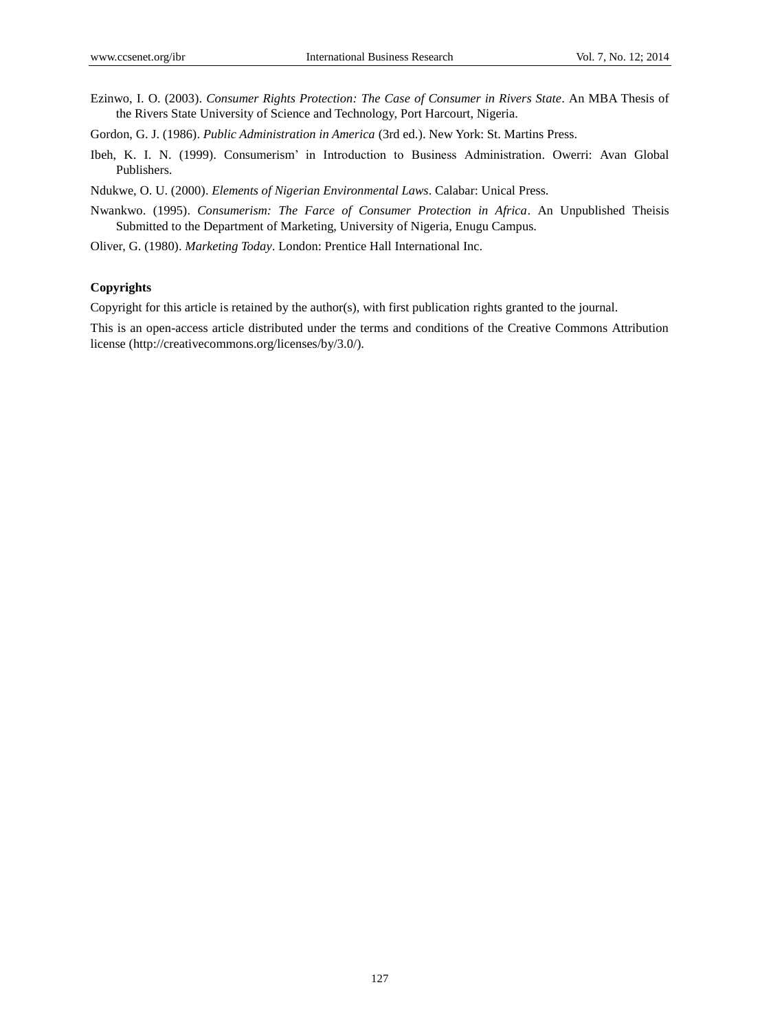Ezinwo, I. O. (2003). *Consumer Rights Protection: The Case of Consumer in Rivers State*. An MBA Thesis of the Rivers State University of Science and Technology, Port Harcourt, Nigeria.

Gordon, G. J. (1986). *Public Administration in America* (3rd ed.). New York: St. Martins Press.

Ibeh, K. I. N. (1999). Consumerism' in Introduction to Business Administration. Owerri: Avan Global Publishers.

Ndukwe, O. U. (2000). *Elements of Nigerian Environmental Laws*. Calabar: Unical Press.

Nwankwo. (1995). *Consumerism: The Farce of Consumer Protection in Africa*. An Unpublished Theisis Submitted to the Department of Marketing, University of Nigeria, Enugu Campus.

Oliver, G. (1980). *Marketing Today*. London: Prentice Hall International Inc.

**Copyrights**

Copyright for this article is retained by the author(s), with first publication rights granted to the journal.

This is an open-access article distributed under the terms and conditions of the Creative Commons Attribution license (http://creativecommons.org/licenses/by/3.0/).